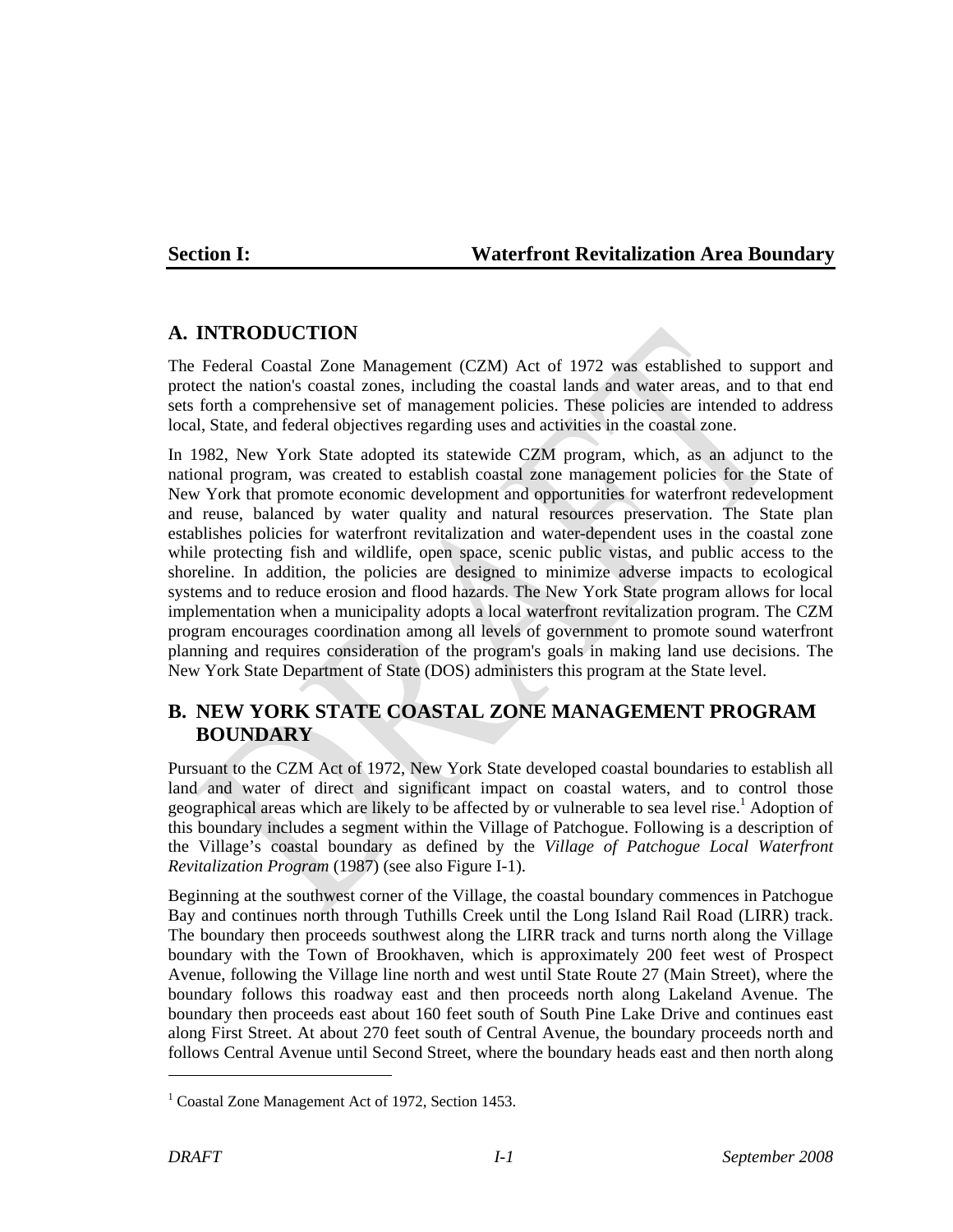# Section I: Waterfront Revitalization Area Boundary

## A. INTRODUCTION

The Federal Coastal Zone Management (CZM) Act of 1972 was established to support and protect the nation's coastal zones, including the coastal lands and water areas, and to that end sets forth a comprehensive set of management policies. These policies are intended to address local, State, and federal objectives regarding uses and activities in the coastal zone.

In 1982, New York State adopted its statewide CZM program, which, as an adjunct to the national program, was created to establish coastal zone management policies for the State of New York that promote economic development and opportunities for waterfront redevelopment and reuse, balanced by water quality and natural resources preservation. The State plan establishes policies for waterfront revitalization and water-dependent uses in the coastal zone while protecting fish and wildlife, open space, scenic public vistas, and public access to the shoreline. In addition, the policies are designed to minimize adverse impacts to ecological systems and to reduce erosion and flood hazards. The New York State program allows for local implementation when a municipality adopts a local waterfront revitalization program. The CZM program encourages coordination among all levels of government to promote sound waterfront planning and requires consideration of the program's goals in making land use decisions. The New York State Department of State (DOS) administers this program at the State level.

## B. NEW YORK STATE COASTAL ZONE MANAGEMENT PROGRAM BOUNDARY

Pursuant to the CZM Act of 1972, New York State developed coastal boundaries to establish all land and water of direct and significant impact on coastal waters, and to control those geographical areas which are likely to be affected by or vulnerable to sea level rise.[1] Adoption of this boundary includes a segment within the Village of Patchogue. Following is a description of the Village's coastal boundary as defined by the *Village of Patchogue Local Waterfront Revitalization Program* (1987) (see also Figure I-1).

Beginning at the southwest corner of the Village, the coastal boundary commences in Patchogue Bay and continues north through Tuthills Creek until the Long Island Rail Road (LIRR) track. The boundary then proceeds southwest along the LIRR track and turns north along the Village boundary with the Town of Brookhaven, which is approximately 200 feet west of Prospect Avenue, following the Village line north and west until State Route 27 (Main Street), where the boundary follows this roadway east and then proceeds north along Lakeland Avenue. The boundary then proceeds east about 160 feet south of South Pine Lake Drive and continues east along First Street. At about 270 feet south of Central Avenue, the boundary proceeds north and follows Central Avenue until Second Street, where the boundary heads east and then north along

[1] Coastal Zone Management Act of 1972, Section 1453.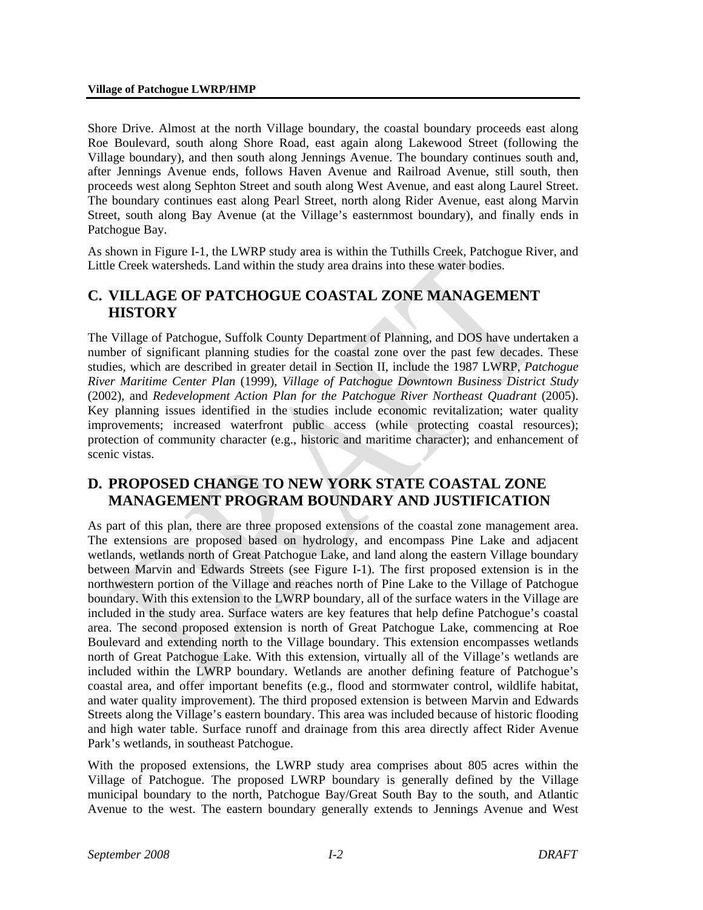Shore Drive. Almost at the north Village boundary, the coastal boundary proceeds east along Roe Boulevard, south along Shore Road, east again along Lakewood Street (following the Village boundary), and then south along Jennings Avenue. The boundary continues south and, after Jennings Avenue ends, follows Haven Avenue and Railroad Avenue, still south, then proceeds west along Sephton Street and south along West Avenue, and east along Laurel Street. The boundary continues east along Pearl Street, north along Rider Avenue, east along Marvin Street, south along Bay Avenue (at the Village's easternmost boundary), and finally ends in Patchogue Bay.

As shown in Figure I-1, the LWRP study area is within the Tuthills Creek, Patchogue River, and Little Creek watersheds. Land within the study area drains into these water bodies.

## C. VILLAGE OF PATCHOGUE COASTAL ZONE MANAGEMENT HISTORY

The Village of Patchogue, Suffolk County Department of Planning, and DOS have undertaken a number of significant planning studies for the coastal zone over the past few decades. These studies, which are described in greater detail in Section II, include the 1987 LWRP, *Patchogue River Maritime Center Plan* (1999), *Village of Patchogue Downtown Business District Study* (2002), and *Redevelopment Action Plan for the Patchogue River Northeast Quadrant* (2005). Key planning issues identified in the studies include economic revitalization; water quality improvements; increased waterfront public access (while protecting coastal resources); protection of community character (e.g., historic and maritime character); and enhancement of scenic vistas.

## D. PROPOSED CHANGE TO NEW YORK STATE COASTAL ZONE MANAGEMENT PROGRAM BOUNDARY AND JUSTIFICATION

As part of this plan, there are three proposed extensions of the coastal zone management area. The extensions are proposed based on hydrology, and encompass Pine Lake and adjacent wetlands, wetlands north of Great Patchogue Lake, and land along the eastern Village boundary between Marvin and Edwards Streets (see Figure I-1). The first proposed extension is in the northwestern portion of the Village and reaches north of Pine Lake to the Village of Patchogue boundary. With this extension to the LWRP boundary, all of the surface waters in the Village are included in the study area. Surface waters are key features that help define Patchogue's coastal area. The second proposed extension is north of Great Patchogue Lake, commencing at Roe Boulevard and extending north to the Village boundary. This extension encompasses wetlands north of Great Patchogue Lake. With this extension, virtually all of the Village's wetlands are included within the LWRP boundary. Wetlands are another defining feature of Patchogue's coastal area, and offer important benefits (e.g., flood and stormwater control, wildlife habitat, and water quality improvement). The third proposed extension is between Marvin and Edwards Streets along the Village's eastern boundary. This area was included because of historic flooding and high water table. Surface runoff and drainage from this area directly affect Rider Avenue Park's wetlands, in southeast Patchogue.

With the proposed extensions, the LWRP study area comprises about 805 acres within the Village of Patchogue. The proposed LWRP boundary is generally defined by the Village municipal boundary to the north, Patchogue Bay/Great South Bay to the south, and Atlantic Avenue to the west. The eastern boundary generally extends to Jennings Avenue and West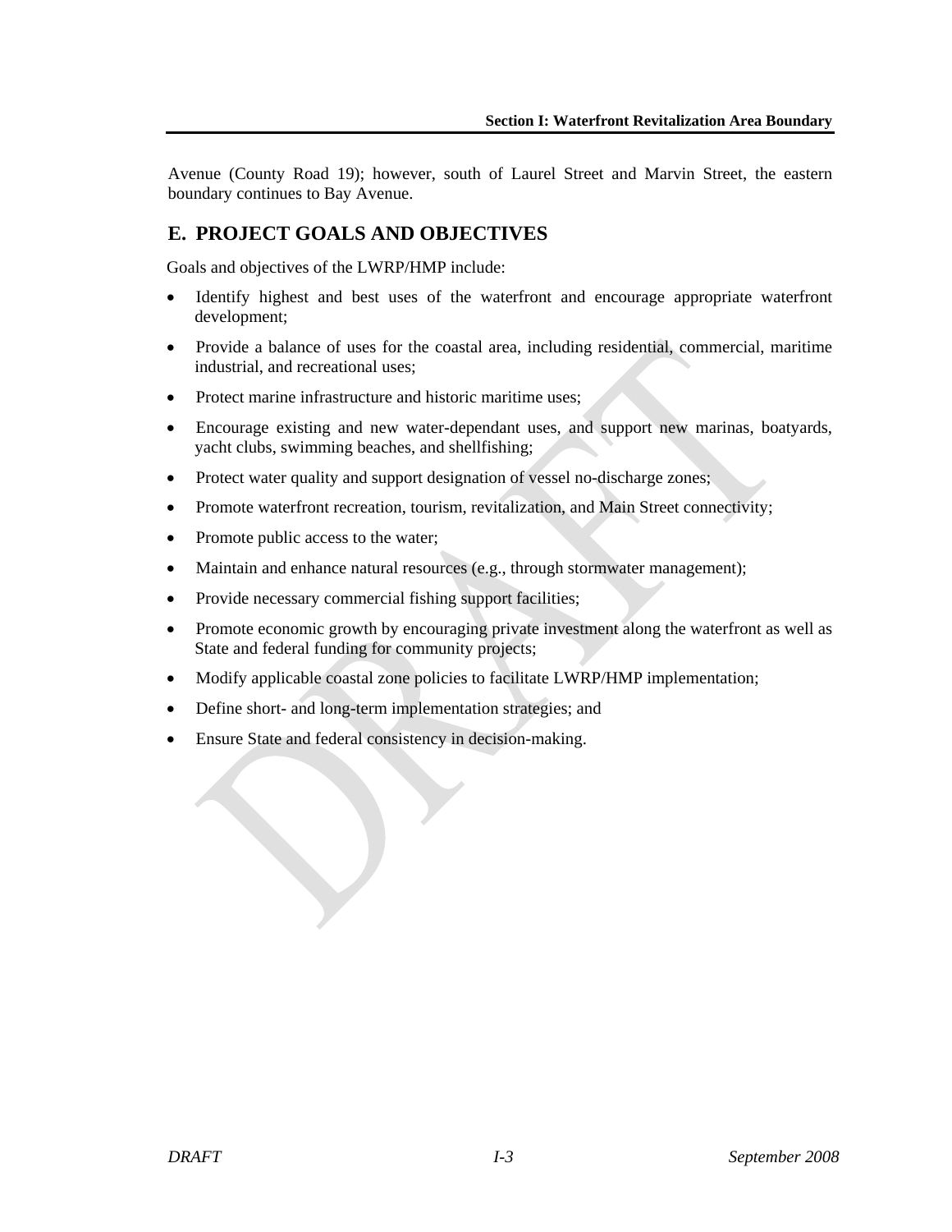Avenue (County Road 19); however, south of Laurel Street and Marvin Street, the eastern boundary continues to Bay Avenue.

## E. PROJECT GOALS AND OBJECTIVES

Goals and objectives of the LWRP/HMP include:

- Identify highest and best uses of the waterfront and encourage appropriate waterfront development;
- Provide a balance of uses for the coastal area, including residential, commercial, maritime industrial, and recreational uses;
- Protect marine infrastructure and historic maritime uses;
- Encourage existing and new water-dependant uses, and support new marinas, boatyards, yacht clubs, swimming beaches, and shellfishing;
- Protect water quality and support designation of vessel no-discharge zones;
- Promote waterfront recreation, tourism, revitalization, and Main Street connectivity;
- Promote public access to the water;
- Maintain and enhance natural resources (e.g., through stormwater management);
- Provide necessary commercial fishing support facilities;
- Promote economic growth by encouraging private investment along the waterfront as well as State and federal funding for community projects;
- Modify applicable coastal zone policies to facilitate LWRP/HMP implementation;
- Define short- and long-term implementation strategies; and
- Ensure State and federal consistency in decision-making.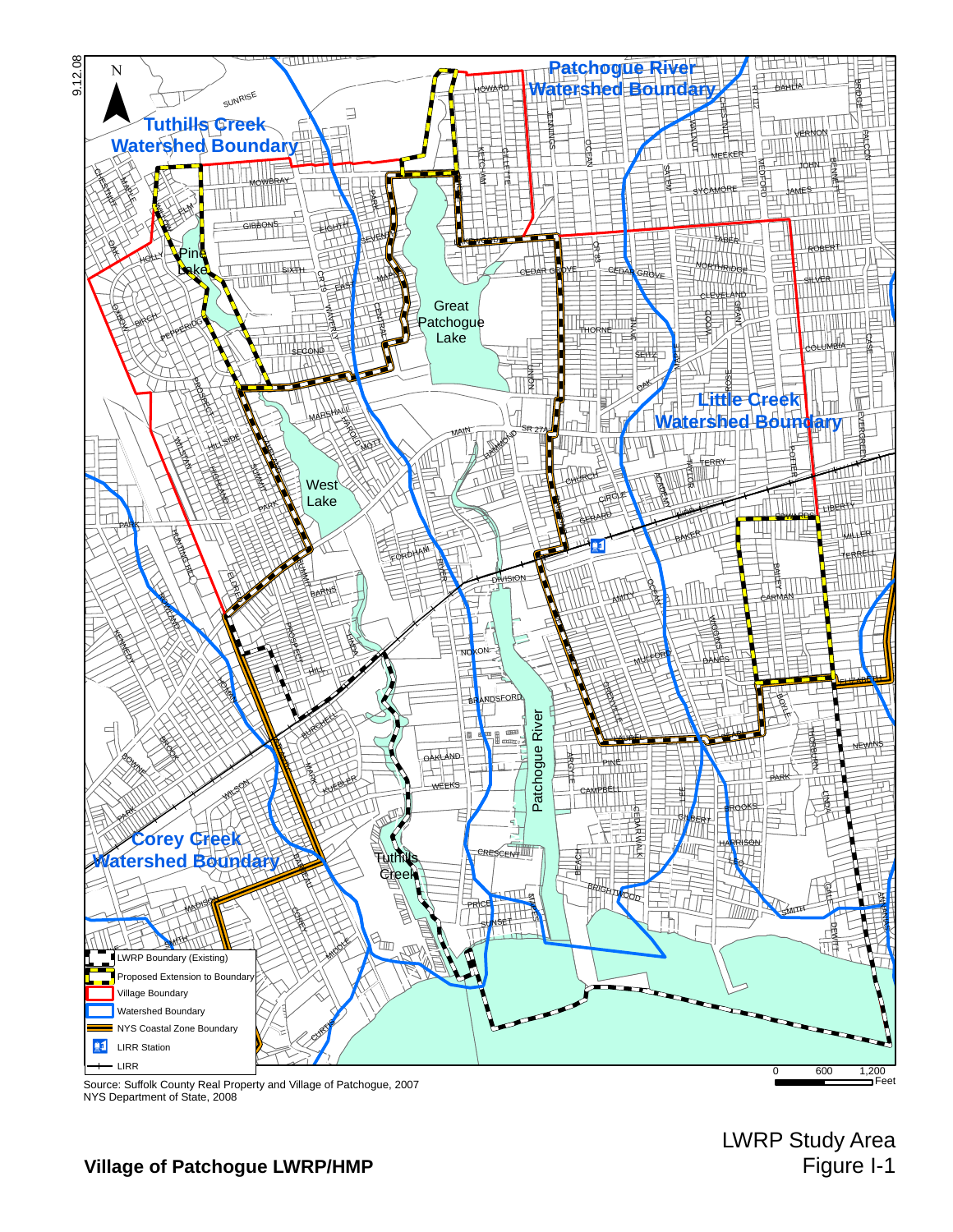9.12.08

N

Patchogue River Watershed Boundary

Tuthills Creek Watershed Boundary

Little Creek Watershed Boundary

Corey Creek Watershed Boundary

Pine Lake

Great Patchogue Lake

West Lake

Patchogue River

Tuthills Creek

LWRP Boundary (Existing)

Proposed Extension to Boundary

Village Boundary

Watershed Boundary

NYS Coastal Zone Boundary

LIRR Station

LIRR

0 600 1,200 Feet

Source: Suffolk County Real Property and Village of Patchogue, 2007
NYS Department of State, 2008

LWRP Study Area

Figure I-1

**Village of Patchogue LWRP/HMP**